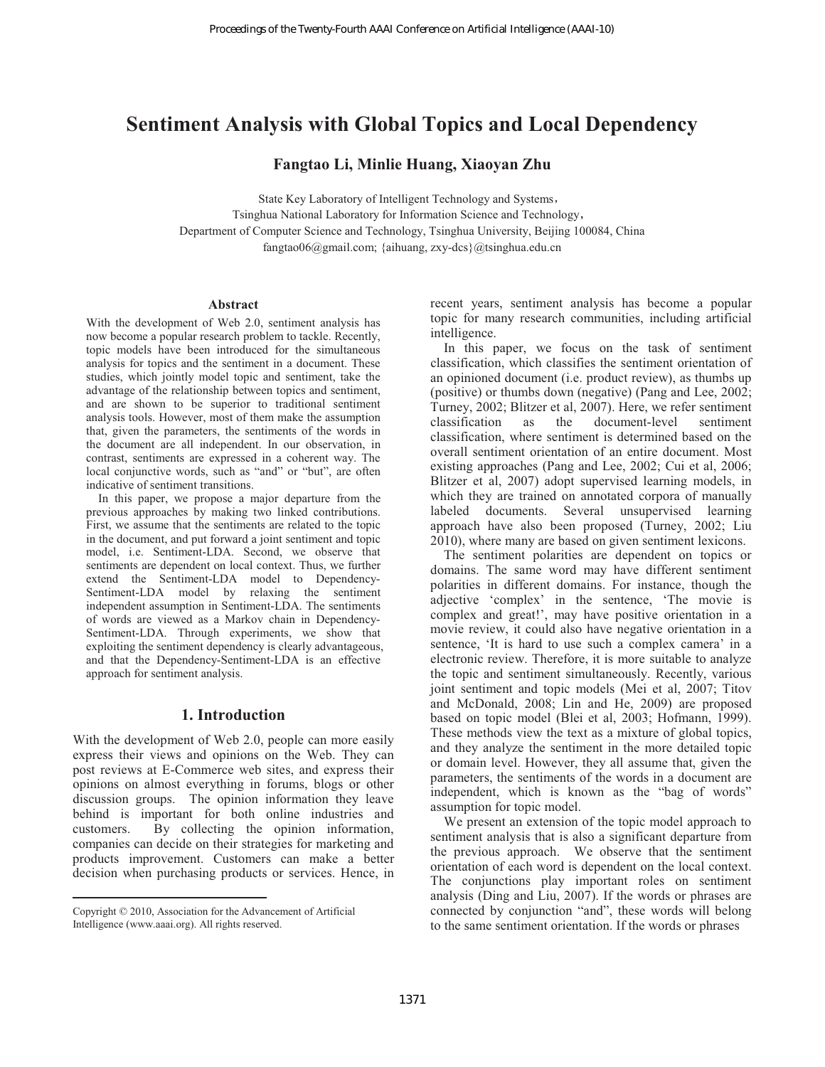# Sentiment Analysis with Global Topics and Local Dependency

**Fangtao Li, Minlie Huang, Xiaoyan Zhu**

State Key Laboratory of Intelligent Technology and Systems，
Tsinghua National Laboratory for Information Science and Technology，
Department of Computer Science and Technology, Tsinghua University, Beijing 100084, China
fangtao06@gmail.com; {aihuang, zxy-dcs}@tsinghua.edu.cn

### Abstract

With the development of Web 2.0, sentiment analysis has now become a popular research problem to tackle. Recently, topic models have been introduced for the simultaneous analysis for topics and the sentiment in a document. These studies, which jointly model topic and sentiment, take the advantage of the relationship between topics and sentiment, and are shown to be superior to traditional sentiment analysis tools. However, most of them make the assumption that, given the parameters, the sentiments of the words in the document are all independent. In our observation, in contrast, sentiments are expressed in a coherent way. The local conjunctive words, such as "and" or "but", are often indicative of sentiment transitions.

In this paper, we propose a major departure from the previous approaches by making two linked contributions. First, we assume that the sentiments are related to the topic in the document, and put forward a joint sentiment and topic model, i.e. Sentiment-LDA. Second, we observe that sentiments are dependent on local context. Thus, we further extend the Sentiment-LDA model to Dependency-Sentiment-LDA model by relaxing the sentiment independent assumption in Sentiment-LDA. The sentiments of words are viewed as a Markov chain in Dependency-Sentiment-LDA. Through experiments, we show that exploiting the sentiment dependency is clearly advantageous, and that the Dependency-Sentiment-LDA is an effective approach for sentiment analysis.

## 1. Introduction

With the development of Web 2.0, people can more easily express their views and opinions on the Web. They can post reviews at E-Commerce web sites, and express their opinions on almost everything in forums, blogs or other discussion groups. The opinion information they leave behind is important for both online industries and customers. By collecting the opinion information, companies can decide on their strategies for marketing and products improvement. Customers can make a better decision when purchasing products or services. Hence, in recent years, sentiment analysis has become a popular topic for many research communities, including artificial intelligence.

In this paper, we focus on the task of sentiment classification, which classifies the sentiment orientation of an opinioned document (i.e. product review), as thumbs up (positive) or thumbs down (negative) (Pang and Lee, 2002; Turney, 2002; Blitzer et al, 2007). Here, we refer sentiment classification as the document-level sentiment classification, where sentiment is determined based on the overall sentiment orientation of an entire document. Most existing approaches (Pang and Lee, 2002; Cui et al, 2006; Blitzer et al, 2007) adopt supervised learning models, in which they are trained on annotated corpora of manually labeled documents. Several unsupervised learning approach have also been proposed (Turney, 2002; Liu 2010), where many are based on given sentiment lexicons.

The sentiment polarities are dependent on topics or domains. The same word may have different sentiment polarities in different domains. For instance, though the adjective 'complex' in the sentence, 'The movie is complex and great!', may have positive orientation in a movie review, it could also have negative orientation in a sentence, 'It is hard to use such a complex camera' in a electronic review. Therefore, it is more suitable to analyze the topic and sentiment simultaneously. Recently, various joint sentiment and topic models (Mei et al, 2007; Titov and McDonald, 2008; Lin and He, 2009) are proposed based on topic model (Blei et al, 2003; Hofmann, 1999). These methods view the text as a mixture of global topics, and they analyze the sentiment in the more detailed topic or domain level. However, they all assume that, given the parameters, the sentiments of the words in a document are independent, which is known as the "bag of words" assumption for topic model.

We present an extension of the topic model approach to sentiment analysis that is also a significant departure from the previous approach. We observe that the sentiment orientation of each word is dependent on the local context. The conjunctions play important roles on sentiment analysis (Ding and Liu, 2007). If the words or phrases are connected by conjunction "and", these words will belong to the same sentiment orientation. If the words or phrases

---

Copyright © 2010, Association for the Advancement of Artificial Intelligence (www.aaai.org). All rights reserved.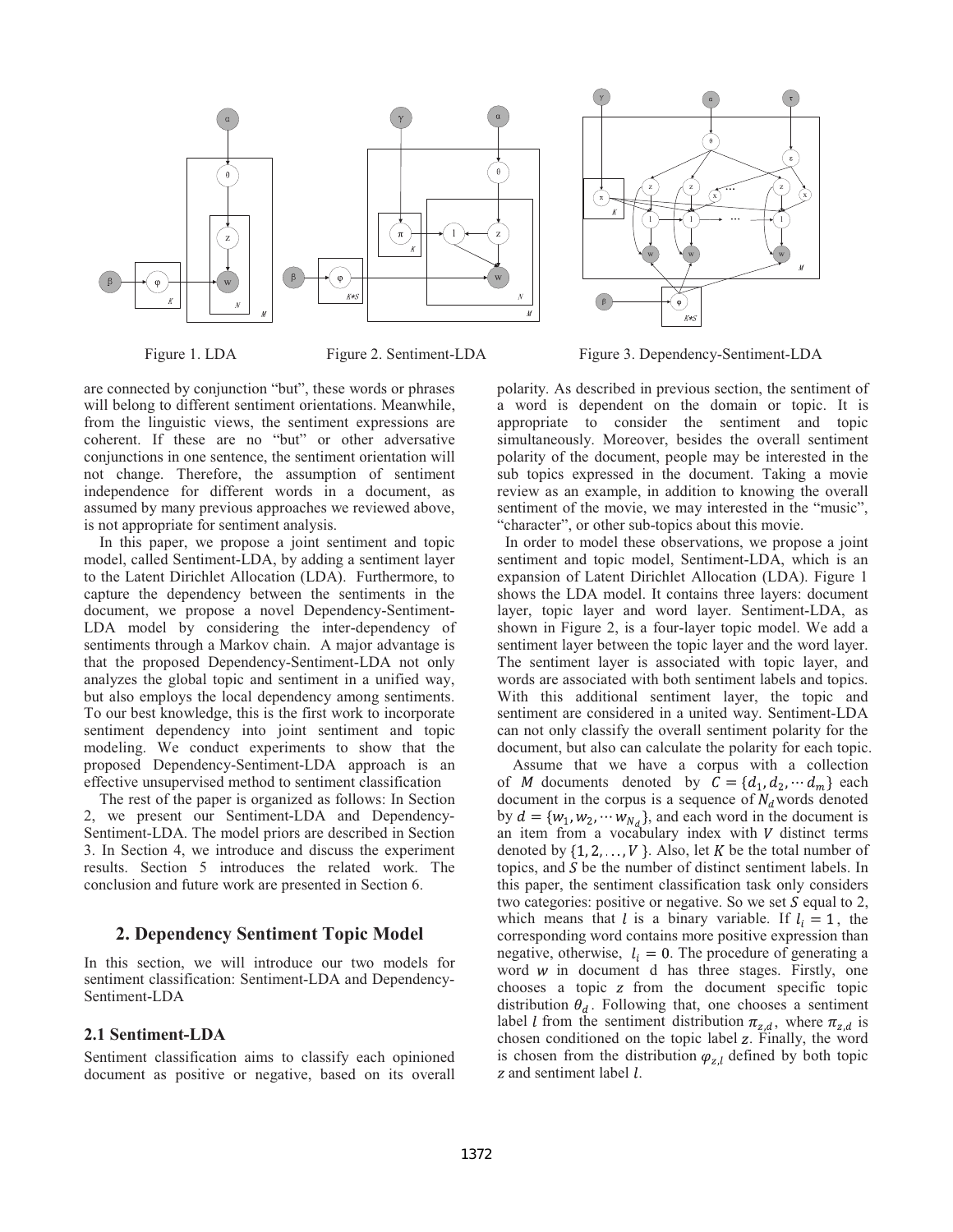Figure 1. LDA

Figure 2. Sentiment-LDA

Figure 3. Dependency-Sentiment-LDA

are connected by conjunction "but", these words or phrases will belong to different sentiment orientations. Meanwhile, from the linguistic views, the sentiment expressions are coherent. If these are no "but" or other adversative conjunctions in one sentence, the sentiment orientation will not change. Therefore, the assumption of sentiment independence for different words in a document, as assumed by many previous approaches we reviewed above, is not appropriate for sentiment analysis.

In this paper, we propose a joint sentiment and topic model, called Sentiment-LDA, by adding a sentiment layer to the Latent Dirichlet Allocation (LDA). Furthermore, to capture the dependency between the sentiments in the document, we propose a novel Dependency-Sentiment-LDA model by considering the inter-dependency of sentiments through a Markov chain. A major advantage is that the proposed Dependency-Sentiment-LDA not only analyzes the global topic and sentiment in a unified way, but also employs the local dependency among sentiments. To our best knowledge, this is the first work to incorporate sentiment dependency into joint sentiment and topic modeling. We conduct experiments to show that the proposed Dependency-Sentiment-LDA approach is an effective unsupervised method to sentiment classification

The rest of the paper is organized as follows: In Section 2, we present our Sentiment-LDA and Dependency-Sentiment-LDA. The model priors are described in Section 3. In Section 4, we introduce and discuss the experiment results. Section 5 introduces the related work. The conclusion and future work are presented in Section 6.

## 2. Dependency Sentiment Topic Model

In this section, we will introduce our two models for sentiment classification: Sentiment-LDA and Dependency-Sentiment-LDA

### 2.1 Sentiment-LDA

Sentiment classification aims to classify each opinioned document as positive or negative, based on its overall polarity. As described in previous section, the sentiment of a word is dependent on the domain or topic. It is appropriate to consider the sentiment and topic simultaneously. Moreover, besides the overall sentiment polarity of the document, people may be interested in the sub topics expressed in the document. Taking a movie review as an example, in addition to knowing the overall sentiment of the movie, we may interested in the "music", "character", or other sub-topics about this movie.

In order to model these observations, we propose a joint sentiment and topic model, Sentiment-LDA, which is an expansion of Latent Dirichlet Allocation (LDA). Figure 1 shows the LDA model. It contains three layers: document layer, topic layer and word layer. Sentiment-LDA, as shown in Figure 2, is a four-layer topic model. We add a sentiment layer between the topic layer and the word layer. The sentiment layer is associated with topic layer, and words are associated with both sentiment labels and topics. With this additional sentiment layer, the topic and sentiment are considered in a united way. Sentiment-LDA can not only classify the overall sentiment polarity for the document, but also can calculate the polarity for each topic.

Assume that we have a corpus with a collection of $M$ documents denoted by $C = \{d_1, d_2, \cdots d_m\}$ each document in the corpus is a sequence of $N_d$ words denoted by $d = \{w_1, w_2, \cdots w_{N_d}\}$, and each word in the document is an item from a vocabulary index with $V$ distinct terms denoted by $\{1, 2, \ldots, V\}$. Also, let $K$ be the total number of topics, and $S$ be the number of distinct sentiment labels. In this paper, the sentiment classification task only considers two categories: positive or negative. So we set $S$ equal to 2, which means that $l$ is a binary variable. If $l_i = 1$, the corresponding word contains more positive expression than negative, otherwise, $l_i = 0$. The procedure of generating a word $w$ in document d has three stages. Firstly, one chooses a topic $z$ from the document specific topic distribution $\theta_d$. Following that, one chooses a sentiment label $l$ from the sentiment distribution $\pi_{z,d}$, where $\pi_{z,d}$ is chosen conditioned on the topic label $z$. Finally, the word is chosen from the distribution $\varphi_{z,l}$ defined by both topic $z$ and sentiment label $l$.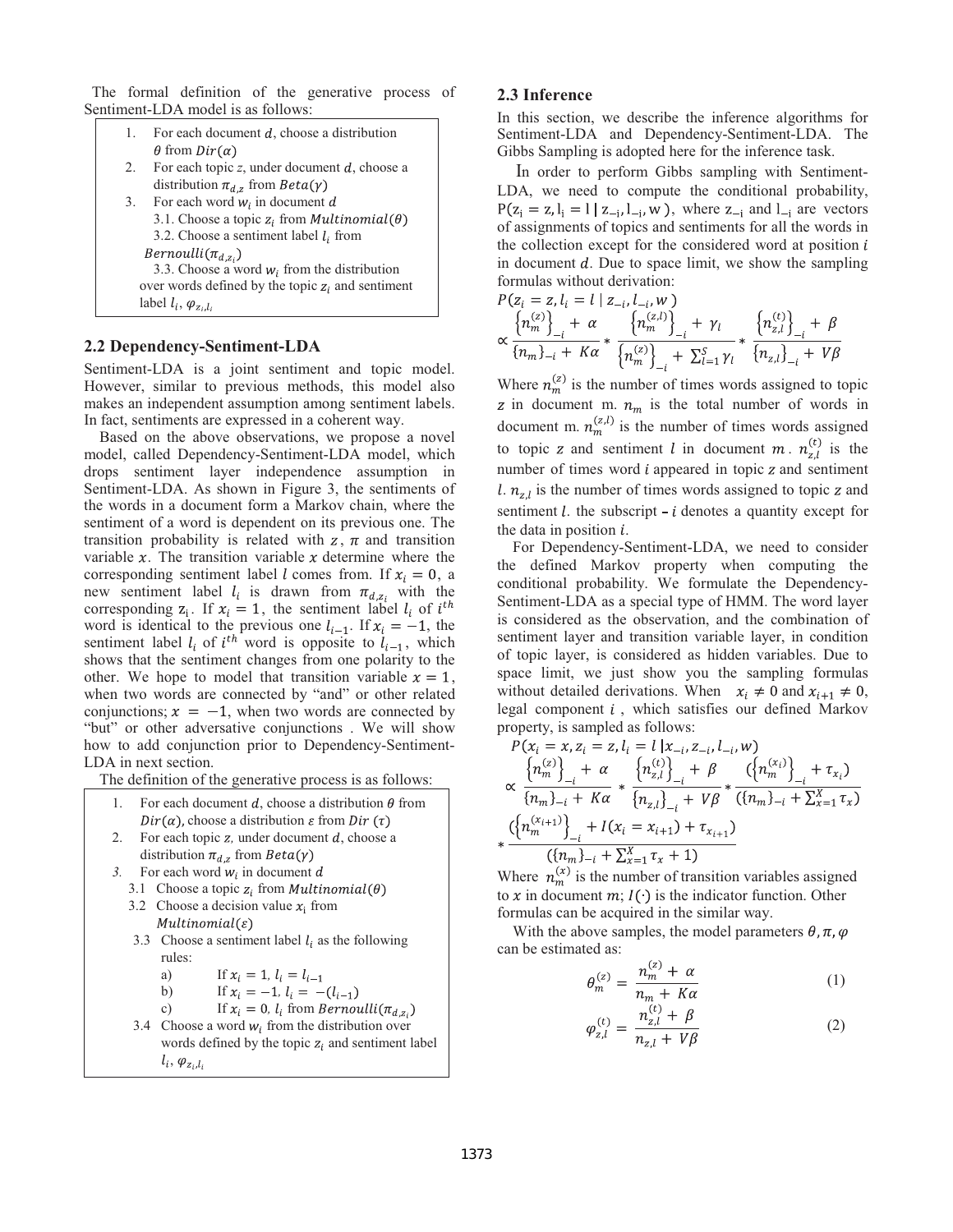The formal definition of the generative process of Sentiment-LDA model is as follows:

1. For each document $d$, choose a distribution $\theta$ from $Dir(\alpha)$
2. For each topic $z$, under document $d$, choose a distribution $\pi_{d,z}$ from $Beta(\gamma)$
3. For each word $w_i$ in document $d$
   3.1. Choose a topic $z_i$ from $Multinomial(\theta)$
   3.2. Choose a sentiment label $l_i$ from $Bernoulli(\pi_{d,z_i})$
   3.3. Choose a word $w_i$ from the distribution over words defined by the topic $z_i$ and sentiment label $l_i$, $\varphi_{z_i,l_i}$

## 2.2 Dependency-Sentiment-LDA

Sentiment-LDA is a joint sentiment and topic model. However, similar to previous methods, this model also makes an independent assumption among sentiment labels. In fact, sentiments are expressed in a coherent way.

Based on the above observations, we propose a novel model, called Dependency-Sentiment-LDA model, which drops sentiment layer independence assumption in Sentiment-LDA. As shown in Figure 3, the sentiments of the words in a document form a Markov chain, where the sentiment of a word is dependent on its previous one. The transition probability is related with $z$, $\pi$ and transition variable $x$. The transition variable $x$ determine where the corresponding sentiment label $l$ comes from. If $x_i = 0$, a new sentiment label $l_i$ is drawn from $\pi_{d,z_i}$ with the corresponding $z_i$. If $x_i = 1$, the sentiment label $l_i$ of $i^{th}$ word is identical to the previous one $l_{i-1}$. If $x_i = -1$, the sentiment label $l_i$ of $i^{th}$ word is opposite to $l_{i-1}$, which shows that the sentiment changes from one polarity to the other. We hope to model that transition variable $x = 1$, when two words are connected by "and" or other related conjunctions; $x = -1$, when two words are connected by "but" or other adversative conjunctions . We will show how to add conjunction prior to Dependency-Sentiment-LDA in next section.

The definition of the generative process is as follows:

1. For each document $d$, choose a distribution $\theta$ from $Dir(\alpha)$, choose a distribution $\varepsilon$ from $Dir\ (\tau)$
2. For each topic $z$, under document $d$, choose a distribution $\pi_{d,z}$ from $Beta(\gamma)$
3. For each word $w_i$ in document $d$
   3.1 Choose a topic $z_i$ from $Multinomial(\theta)$
   3.2 Choose a decision value $x_i$ from $Multinomial(\varepsilon)$
   3.3 Choose a sentiment label $l_i$ as the following rules:
      a) If $x_i = 1$, $l_i = l_{i-1}$
      b) If $x_i = -1$, $l_i = -(l_{i-1})$
      c) If $x_i = 0$, $l_i$ from $Bernoulli(\pi_{d,z_i})$
   3.4 Choose a word $w_i$ from the distribution over words defined by the topic $z_i$ and sentiment label $l_i$, $\varphi_{z_i,l_i}$

## 2.3 Inference

In this section, we describe the inference algorithms for Sentiment-LDA and Dependency-Sentiment-LDA. The Gibbs Sampling is adopted here for the inference task.

In order to perform Gibbs sampling with Sentiment-LDA, we need to compute the conditional probability, $P(z_i = z, l_i = l \mid z_{-i}, l_{-i}, w)$, where $z_{-i}$ and $l_{-i}$ are vectors of assignments of topics and sentiments for all the words in the collection except for the considered word at position $i$ in document $d$. Due to space limit, we show the sampling formulas without derivation:

$$P(z_i = z, l_i = l \mid z_{-i}, l_{-i}, w)$$
$$\propto \frac{\left\{n_m^{(z)}\right\}_{-i} + \alpha}{\{n_m\}_{-i} + K\alpha} * \frac{\left\{n_m^{(z,l)}\right\}_{-i} + \gamma_l}{\left\{n_m^{(z)}\right\}_{-i} + \sum_{l=1}^{S}\gamma_l} * \frac{\left\{n_{z,l}^{(t)}\right\}_{-i} + \beta}{\left\{n_{z,l}\right\}_{-i} + V\beta}$$

Where $n_m^{(z)}$ is the number of times words assigned to topic $z$ in document m. $n_m$ is the total number of words in document m. $n_m^{(z,l)}$ is the number of times words assigned to topic $z$ and sentiment $l$ in document $m$. $n_{z,l}^{(t)}$ is the number of times word $i$ appeared in topic $z$ and sentiment $l$. $n_{z,l}$ is the number of times words assigned to topic $z$ and sentiment $l$. the subscript $-i$ denotes a quantity except for the data in position $i$.

For Dependency-Sentiment-LDA, we need to consider the defined Markov property when computing the conditional probability. We formulate the Dependency-Sentiment-LDA as a special type of HMM. The word layer is considered as the observation, and the combination of sentiment layer and transition variable layer, in condition of topic layer, is considered as hidden variables. Due to space limit, we just show you the sampling formulas without detailed derivations. When $x_i \neq 0$ and $x_{i+1} \neq 0$, legal component $i$ , which satisfies our defined Markov property, is sampled as follows:

$$P(x_i = x, z_i = z, l_i = l \mid x_{-i}, z_{-i}, l_{-i}, w)$$
$$\propto \frac{\left\{n_m^{(z)}\right\}_{-i} + \alpha}{\{n_m\}_{-i} + K\alpha} * \frac{\left\{n_{z,l}^{(t)}\right\}_{-i} + \beta}{\left\{n_{z,l}\right\}_{-i} + V\beta} * \frac{(\left\{n_m^{(x_i)}\right\}_{-i} + \tau_{x_i})}{(\{n_m\}_{-i} + \sum_{x=1}^{X}\tau_x)}$$
$$* \frac{(\left\{n_m^{(x_{i+1})}\right\}_{-i} + I(x_i = x_{i+1}) + \tau_{x_{i+1}})}{(\{n_m\}_{-i} + \sum_{x=1}^{X}\tau_x + 1)}$$

Where $n_m^{(x)}$ is the number of transition variables assigned to $x$ in document $m$; $I(\cdot)$ is the indicator function. Other formulas can be acquired in the similar way.

With the above samples, the model parameters $\theta, \pi, \varphi$ can be estimated as:

$$\theta_m^{(z)} = \frac{n_m^{(z)} + \alpha}{n_m + K\alpha} \tag{1}$$

$$\varphi_{z,l}^{(t)} = \frac{n_{z,l}^{(t)} + \beta}{n_{z,l} + V\beta} \tag{2}$$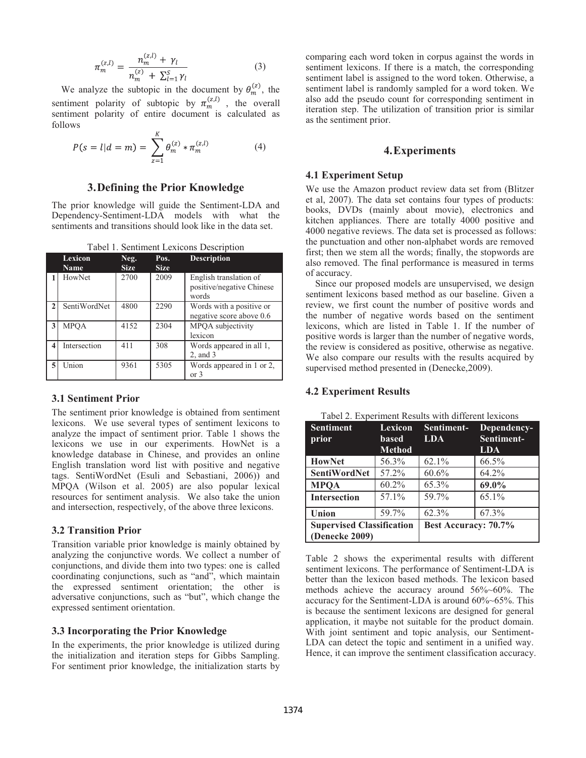$$\pi_m^{(z,l)} = \frac{n_m^{(z,l)} + \gamma_l}{n_m^{(z)} + \sum_{l=1}^{S} \gamma_l} \tag{3}$$

We analyze the subtopic in the document by $\theta_m^{(z)}$, the sentiment polarity of subtopic by $\pi_m^{(z,l)}$, the overall sentiment polarity of entire document is calculated as follows

$$P(s = l | d = m) = \sum_{z=1}^{K} \theta_m^{(z)} * \pi_m^{(z,l)} \tag{4}$$

## 3. Defining the Prior Knowledge

The prior knowledge will guide the Sentiment-LDA and Dependency-Sentiment-LDA models with what the sentiments and transitions should look like in the data set.

Tabel 1. Sentiment Lexicons Description

| | Lexicon Name | Neg. Size | Pos. Size | Description |
|---|---|---|---|---|
| 1 | HowNet | 2700 | 2009 | English translation of positive/negative Chinese words |
| 2 | SentiWordNet | 4800 | 2290 | Words with a positive or negative score above 0.6 |
| 3 | MPQA | 4152 | 2304 | MPQA subjectivity lexicon |
| 4 | Intersection | 411 | 308 | Words appeared in all 1, 2, and 3 |
| 5 | Union | 9361 | 5305 | Words appeared in 1 or 2, or 3 |

### 3.1 Sentiment Prior

The sentiment prior knowledge is obtained from sentiment lexicons. We use several types of sentiment lexicons to analyze the impact of sentiment prior. Table 1 shows the lexicons we use in our experiments. HowNet is a knowledge database in Chinese, and provides an online English translation word list with positive and negative tags. SentiWordNet (Esuli and Sebastiani, 2006)) and MPQA (Wilson et al. 2005) are also popular lexical resources for sentiment analysis. We also take the union and intersection, respectively, of the above three lexicons.

### 3.2 Transition Prior

Transition variable prior knowledge is mainly obtained by analyzing the conjunctive words. We collect a number of conjunctions, and divide them into two types: one is called coordinating conjunctions, such as "and", which maintain the expressed sentiment orientation; the other is adversative conjunctions, such as "but", which change the expressed sentiment orientation.

### 3.3 Incorporating the Prior Knowledge

In the experiments, the prior knowledge is utilized during the initialization and iteration steps for Gibbs Sampling. For sentiment prior knowledge, the initialization starts by comparing each word token in corpus against the words in sentiment lexicons. If there is a match, the corresponding sentiment label is assigned to the word token. Otherwise, a sentiment label is randomly sampled for a word token. We also add the pseudo count for corresponding sentiment in iteration step. The utilization of transition prior is similar as the sentiment prior.

## 4. Experiments

### 4.1 Experiment Setup

We use the Amazon product review data set from (Blitzer et al, 2007). The data set contains four types of products: books, DVDs (mainly about movie), electronics and kitchen appliances. There are totally 4000 positive and 4000 negative reviews. The data set is processed as follows: the punctuation and other non-alphabet words are removed first; then we stem all the words; finally, the stopwords are also removed. The final performance is measured in terms of accuracy.

Since our proposed models are unsupervised, we design sentiment lexicons based method as our baseline. Given a review, we first count the number of positive words and the number of negative words based on the sentiment lexicons, which are listed in Table 1. If the number of positive words is larger than the number of negative words, the review is considered as positive, otherwise as negative. We also compare our results with the results acquired by supervised method presented in (Denecke,2009).

### 4.2 Experiment Results

Tabel 2. Experiment Results with different lexicons

| Sentiment prior | Lexicon based Method | Sentiment-LDA | Dependency-Sentiment-LDA |
|---|---|---|---|
| **HowNet** | 56.3% | 62.1% | 66.5% |
| **SentiWordNet** | 57.2% | 60.6% | 64.2% |
| **MPQA** | 60.2% | 65.3% | **69.0%** |
| **Intersection** | 57.1% | 59.7% | 65.1% |
| **Union** | 59.7% | 62.3% | 67.3% |
| **Supervised Classification (Denecke 2009)** | | **Best Accuracy: 70.7%** | |

Table 2 shows the experimental results with different sentiment lexicons. The performance of Sentiment-LDA is better than the lexicon based methods. The lexicon based methods achieve the accuracy around 56%~60%. The accuracy for the Sentiment-LDA is around 60%~65%. This is because the sentiment lexicons are designed for general application, it maybe not suitable for the product domain. With joint sentiment and topic analysis, our Sentiment-LDA can detect the topic and sentiment in a unified way. Hence, it can improve the sentiment classification accuracy.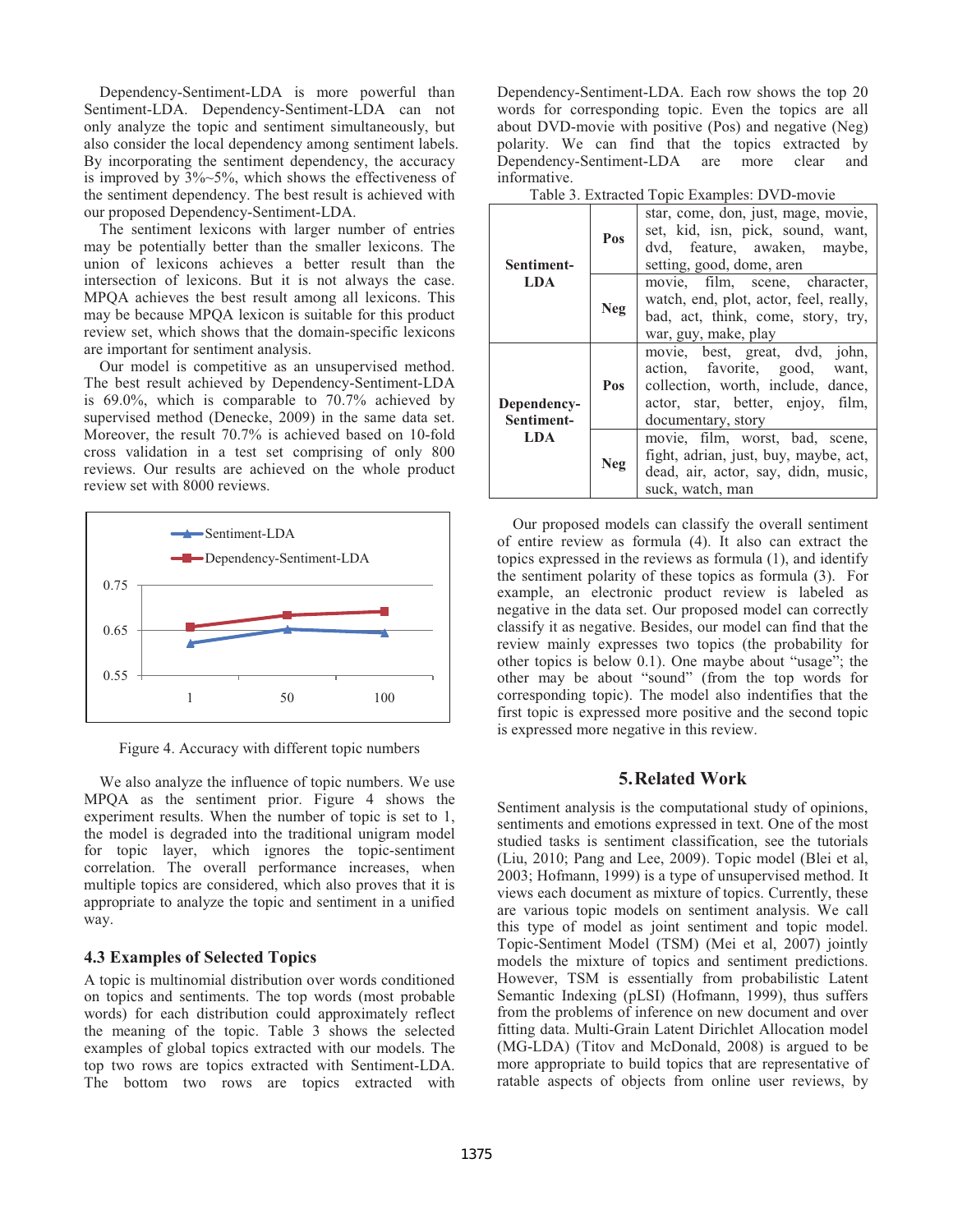Dependency-Sentiment-LDA is more powerful than Sentiment-LDA. Dependency-Sentiment-LDA can not only analyze the topic and sentiment simultaneously, but also consider the local dependency among sentiment labels. By incorporating the sentiment dependency, the accuracy is improved by 3%~5%, which shows the effectiveness of the sentiment dependency. The best result is achieved with our proposed Dependency-Sentiment-LDA.

The sentiment lexicons with larger number of entries may be potentially better than the smaller lexicons. The union of lexicons achieves a better result than the intersection of lexicons. But it is not always the case. MPQA achieves the best result among all lexicons. This may be because MPQA lexicon is suitable for this product review set, which shows that the domain-specific lexicons are important for sentiment analysis.

Our model is competitive as an unsupervised method. The best result achieved by Dependency-Sentiment-LDA is 69.0%, which is comparable to 70.7% achieved by supervised method (Denecke, 2009) in the same data set. Moreover, the result 70.7% is achieved based on 10-fold cross validation in a test set comprising of only 800 reviews. Our results are achieved on the whole product review set with 8000 reviews.

Figure 4. Accuracy with different topic numbers

We also analyze the influence of topic numbers. We use MPQA as the sentiment prior. Figure 4 shows the experiment results. When the number of topic is set to 1, the model is degraded into the traditional unigram model for topic layer, which ignores the topic-sentiment correlation. The overall performance increases, when multiple topics are considered, which also proves that it is appropriate to analyze the topic and sentiment in a unified way.

### 4.3 Examples of Selected Topics

A topic is multinomial distribution over words conditioned on topics and sentiments. The top words (most probable words) for each distribution could approximately reflect the meaning of the topic. Table 3 shows the selected examples of global topics extracted with our models. The top two rows are topics extracted with Sentiment-LDA. The bottom two rows are topics extracted with Dependency-Sentiment-LDA. Each row shows the top 20 words for corresponding topic. Even the topics are all about DVD-movie with positive (Pos) and negative (Neg) polarity. We can find that the topics extracted by Dependency-Sentiment-LDA are more clear and informative.

Table 3. Extracted Topic Examples: DVD-movie

| Model | Polarity | Top words |
|---|---|---|
| **Sentiment-LDA** | **Pos** | star, come, don, just, mage, movie, set, kid, isn, pick, sound, want, dvd, feature, awaken, maybe, setting, good, dome, aren |
| | **Neg** | movie, film, scene, character, watch, end, plot, actor, feel, really, bad, act, think, come, story, try, war, guy, make, play |
| **Dependency-Sentiment-LDA** | **Pos** | movie, best, great, dvd, john, action, favorite, good, want, collection, worth, include, dance, actor, star, better, enjoy, film, documentary, story |
| | **Neg** | movie, film, worst, bad, scene, fight, adrian, just, buy, maybe, act, dead, air, actor, say, didn, music, suck, watch, man |

Our proposed models can classify the overall sentiment of entire review as formula (4). It also can extract the topics expressed in the reviews as formula (1), and identify the sentiment polarity of these topics as formula (3). For example, an electronic product review is labeled as negative in the data set. Our proposed model can correctly classify it as negative. Besides, our model can find that the review mainly expresses two topics (the probability for other topics is below 0.1). One maybe about "usage"; the other may be about "sound" (from the top words for corresponding topic). The model also indentifies that the first topic is expressed more positive and the second topic is expressed more negative in this review.

## 5. Related Work

Sentiment analysis is the computational study of opinions, sentiments and emotions expressed in text. One of the most studied tasks is sentiment classification, see the tutorials (Liu, 2010; Pang and Lee, 2009). Topic model (Blei et al, 2003; Hofmann, 1999) is a type of unsupervised method. It views each document as mixture of topics. Currently, these are various topic models on sentiment analysis. We call this type of model as joint sentiment and topic model. Topic-Sentiment Model (TSM) (Mei et al, 2007) jointly models the mixture of topics and sentiment predictions. However, TSM is essentially from probabilistic Latent Semantic Indexing (pLSI) (Hofmann, 1999), thus suffers from the problems of inference on new document and over fitting data. Multi-Grain Latent Dirichlet Allocation model (MG-LDA) (Titov and McDonald, 2008) is argued to be more appropriate to build topics that are representative of ratable aspects of objects from online user reviews, by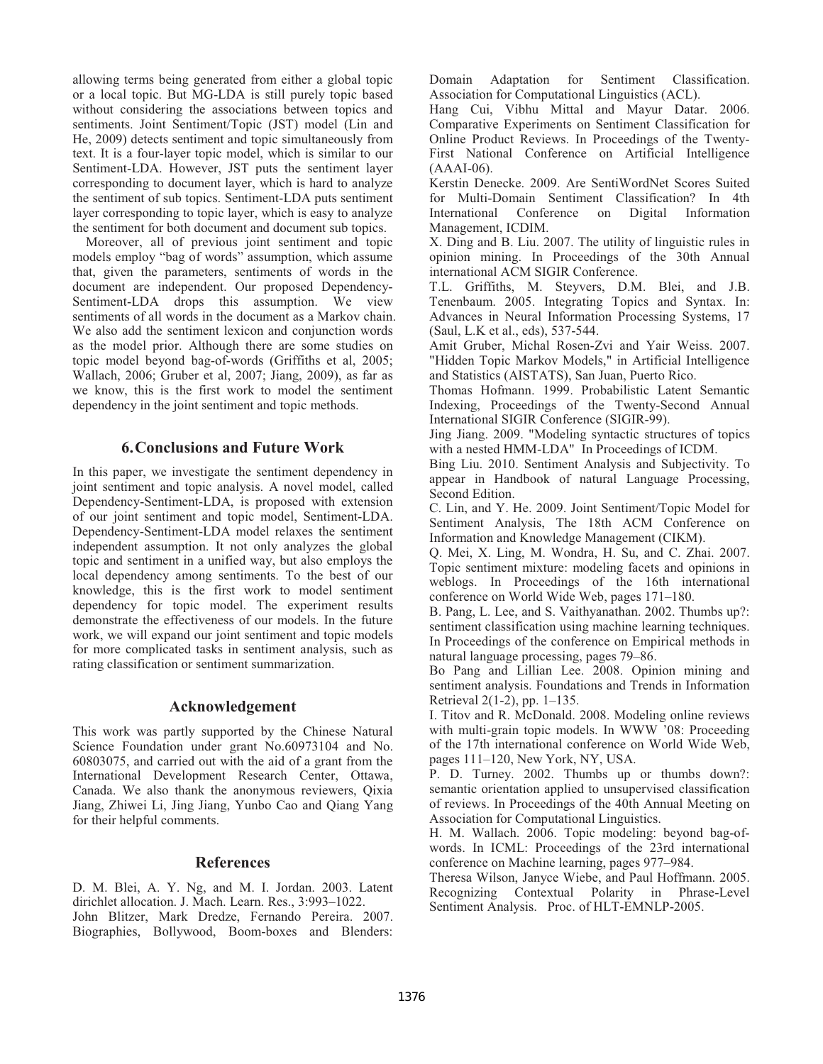allowing terms being generated from either a global topic or a local topic. But MG-LDA is still purely topic based without considering the associations between topics and sentiments. Joint Sentiment/Topic (JST) model (Lin and He, 2009) detects sentiment and topic simultaneously from text. It is a four-layer topic model, which is similar to our Sentiment-LDA. However, JST puts the sentiment layer corresponding to document layer, which is hard to analyze the sentiment of sub topics. Sentiment-LDA puts sentiment layer corresponding to topic layer, which is easy to analyze the sentiment for both document and document sub topics.

Moreover, all of previous joint sentiment and topic models employ "bag of words" assumption, which assume that, given the parameters, sentiments of words in the document are independent. Our proposed Dependency-Sentiment-LDA drops this assumption. We view sentiments of all words in the document as a Markov chain. We also add the sentiment lexicon and conjunction words as the model prior. Although there are some studies on topic model beyond bag-of-words (Griffiths et al, 2005; Wallach, 2006; Gruber et al, 2007; Jiang, 2009), as far as we know, this is the first work to model the sentiment dependency in the joint sentiment and topic methods.

## 6. Conclusions and Future Work

In this paper, we investigate the sentiment dependency in joint sentiment and topic analysis. A novel model, called Dependency-Sentiment-LDA, is proposed with extension of our joint sentiment and topic model, Sentiment-LDA. Dependency-Sentiment-LDA model relaxes the sentiment independent assumption. It not only analyzes the global topic and sentiment in a unified way, but also employs the local dependency among sentiments. To the best of our knowledge, this is the first work to model sentiment dependency for topic model. The experiment results demonstrate the effectiveness of our models. In the future work, we will expand our joint sentiment and topic models for more complicated tasks in sentiment analysis, such as rating classification or sentiment summarization.

## Acknowledgement

This work was partly supported by the Chinese Natural Science Foundation under grant No.60973104 and No. 60803075, and carried out with the aid of a grant from the International Development Research Center, Ottawa, Canada. We also thank the anonymous reviewers, Qixia Jiang, Zhiwei Li, Jing Jiang, Yunbo Cao and Qiang Yang for their helpful comments.

## References

D. M. Blei, A. Y. Ng, and M. I. Jordan. 2003. Latent dirichlet allocation. J. Mach. Learn. Res., 3:993–1022.

John Blitzer, Mark Dredze, Fernando Pereira. 2007. Biographies, Bollywood, Boom-boxes and Blenders: Domain Adaptation for Sentiment Classification. Association for Computational Linguistics (ACL).

Hang Cui, Vibhu Mittal and Mayur Datar. 2006. Comparative Experiments on Sentiment Classification for Online Product Reviews. In Proceedings of the Twenty-First National Conference on Artificial Intelligence (AAAI-06).

Kerstin Denecke. 2009. Are SentiWordNet Scores Suited for Multi-Domain Sentiment Classification? In 4th International Conference on Digital Information Management, ICDIM.

X. Ding and B. Liu. 2007. The utility of linguistic rules in opinion mining. In Proceedings of the 30th Annual international ACM SIGIR Conference.

T.L. Griffiths, M. Steyvers, D.M. Blei, and J.B. Tenenbaum. 2005. Integrating Topics and Syntax. In: Advances in Neural Information Processing Systems, 17 (Saul, L.K et al., eds), 537-544.

Amit Gruber, Michal Rosen-Zvi and Yair Weiss. 2007. "Hidden Topic Markov Models," in Artificial Intelligence and Statistics (AISTATS), San Juan, Puerto Rico.

Thomas Hofmann. 1999. Probabilistic Latent Semantic Indexing, Proceedings of the Twenty-Second Annual International SIGIR Conference (SIGIR-99).

Jing Jiang. 2009. "Modeling syntactic structures of topics with a nested HMM-LDA" In Proceedings of ICDM.

Bing Liu. 2010. Sentiment Analysis and Subjectivity. To appear in Handbook of natural Language Processing, Second Edition.

C. Lin, and Y. He. 2009. Joint Sentiment/Topic Model for Sentiment Analysis, The 18th ACM Conference on Information and Knowledge Management (CIKM).

Q. Mei, X. Ling, M. Wondra, H. Su, and C. Zhai. 2007. Topic sentiment mixture: modeling facets and opinions in weblogs. In Proceedings of the 16th international conference on World Wide Web, pages 171–180.

B. Pang, L. Lee, and S. Vaithyanathan. 2002. Thumbs up?: sentiment classification using machine learning techniques. In Proceedings of the conference on Empirical methods in natural language processing, pages 79–86.

Bo Pang and Lillian Lee. 2008. Opinion mining and sentiment analysis. Foundations and Trends in Information Retrieval 2(1-2), pp. 1–135.

I. Titov and R. McDonald. 2008. Modeling online reviews with multi-grain topic models. In WWW '08: Proceeding of the 17th international conference on World Wide Web, pages 111–120, New York, NY, USA.

P. D. Turney. 2002. Thumbs up or thumbs down?: semantic orientation applied to unsupervised classification of reviews. In Proceedings of the 40th Annual Meeting on Association for Computational Linguistics.

H. M. Wallach. 2006. Topic modeling: beyond bag-of-words. In ICML: Proceedings of the 23rd international conference on Machine learning, pages 977–984.

Theresa Wilson, Janyce Wiebe, and Paul Hoffmann. 2005. Recognizing Contextual Polarity in Phrase-Level Sentiment Analysis. Proc. of HLT-EMNLP-2005.